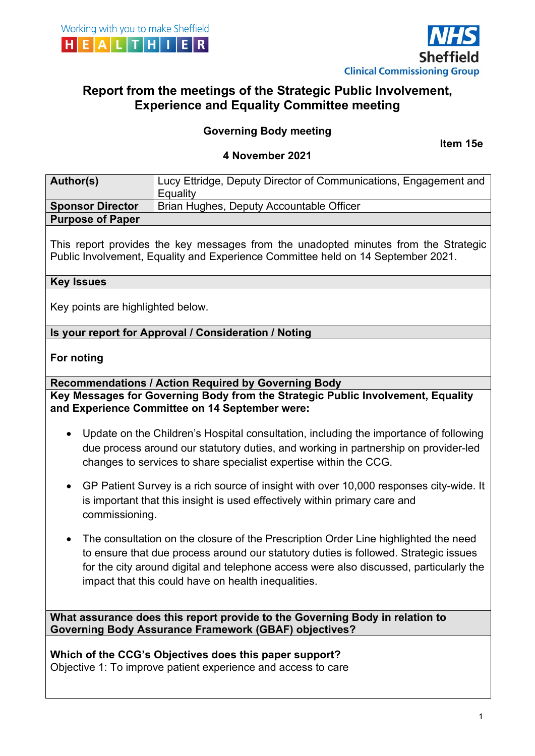Working with you to make Sheffield HEALTHIER

NHS Sheffield Clinical Commissioning Group

# Report from the meetings of the Strategic Public Involvement, Experience and Equality Committee meeting

**Governing Body meeting**

**Item 15e**

**4 November 2021**

| **Author(s)** | Lucy Ettridge, Deputy Director of Communications, Engagement and Equality |
|---|---|
| **Sponsor Director** | Brian Hughes, Deputy Accountable Officer |

**Purpose of Paper**

This report provides the key messages from the unadopted minutes from the Strategic Public Involvement, Equality and Experience Committee held on 14 September 2021.

**Key Issues**

Key points are highlighted below.

**Is your report for Approval / Consideration / Noting**

**For noting**

**Recommendations / Action Required by Governing Body**

**Key Messages for Governing Body from the Strategic Public Involvement, Equality and Experience Committee on 14 September were:**

- Update on the Children's Hospital consultation, including the importance of following due process around our statutory duties, and working in partnership on provider-led changes to services to share specialist expertise within the CCG.

- GP Patient Survey is a rich source of insight with over 10,000 responses city-wide. It is important that this insight is used effectively within primary care and commissioning.

- The consultation on the closure of the Prescription Order Line highlighted the need to ensure that due process around our statutory duties is followed. Strategic issues for the city around digital and telephone access were also discussed, particularly the impact that this could have on health inequalities.

**What assurance does this report provide to the Governing Body in relation to Governing Body Assurance Framework (GBAF) objectives?**

**Which of the CCG's Objectives does this paper support?**
Objective 1: To improve patient experience and access to care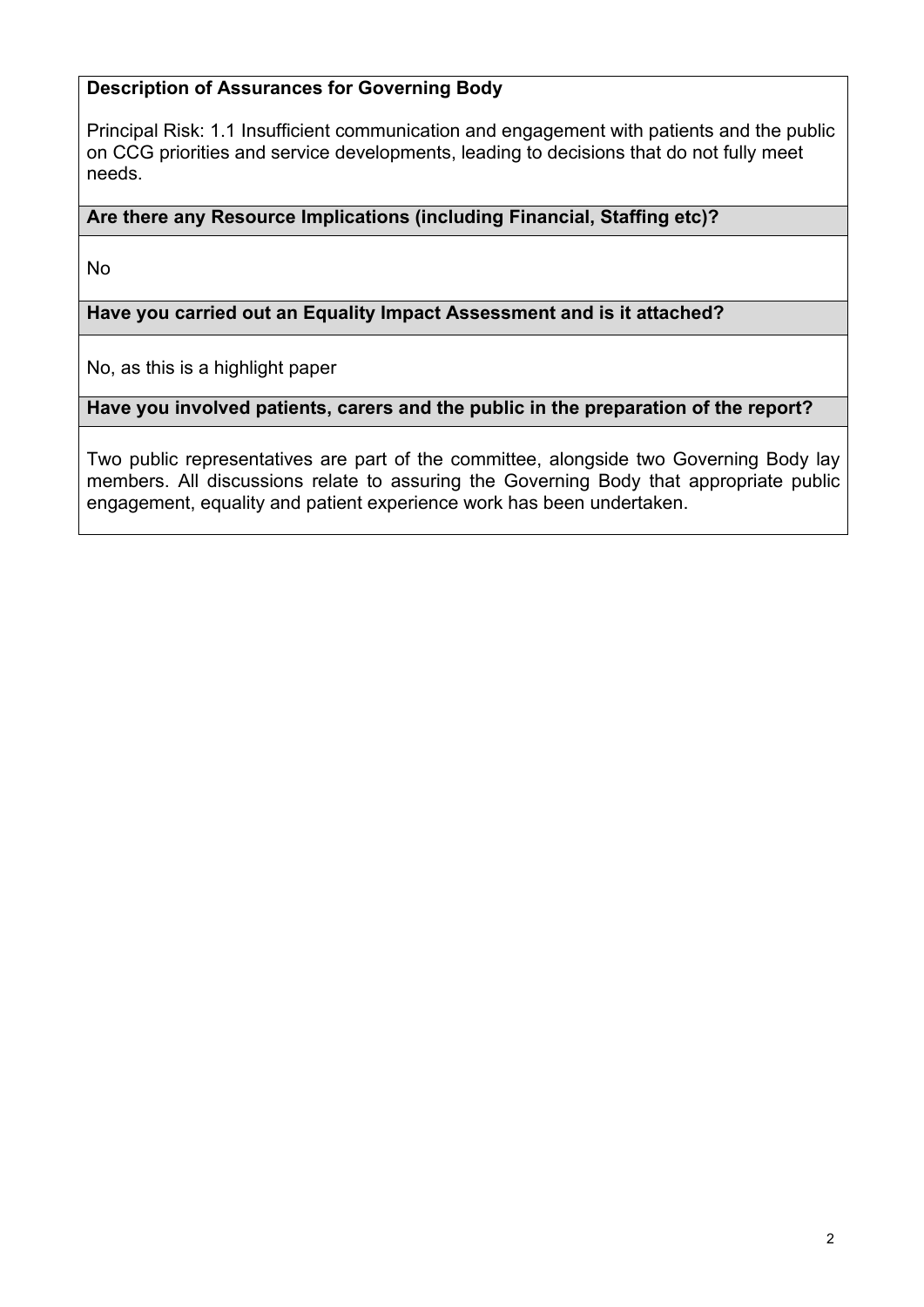**Description of Assurances for Governing Body**

Principal Risk: 1.1 Insufficient communication and engagement with patients and the public on CCG priorities and service developments, leading to decisions that do not fully meet needs.

**Are there any Resource Implications (including Financial, Staffing etc)?**

No

**Have you carried out an Equality Impact Assessment and is it attached?**

No, as this is a highlight paper

**Have you involved patients, carers and the public in the preparation of the report?**

Two public representatives are part of the committee, alongside two Governing Body lay members. All discussions relate to assuring the Governing Body that appropriate public engagement, equality and patient experience work has been undertaken.